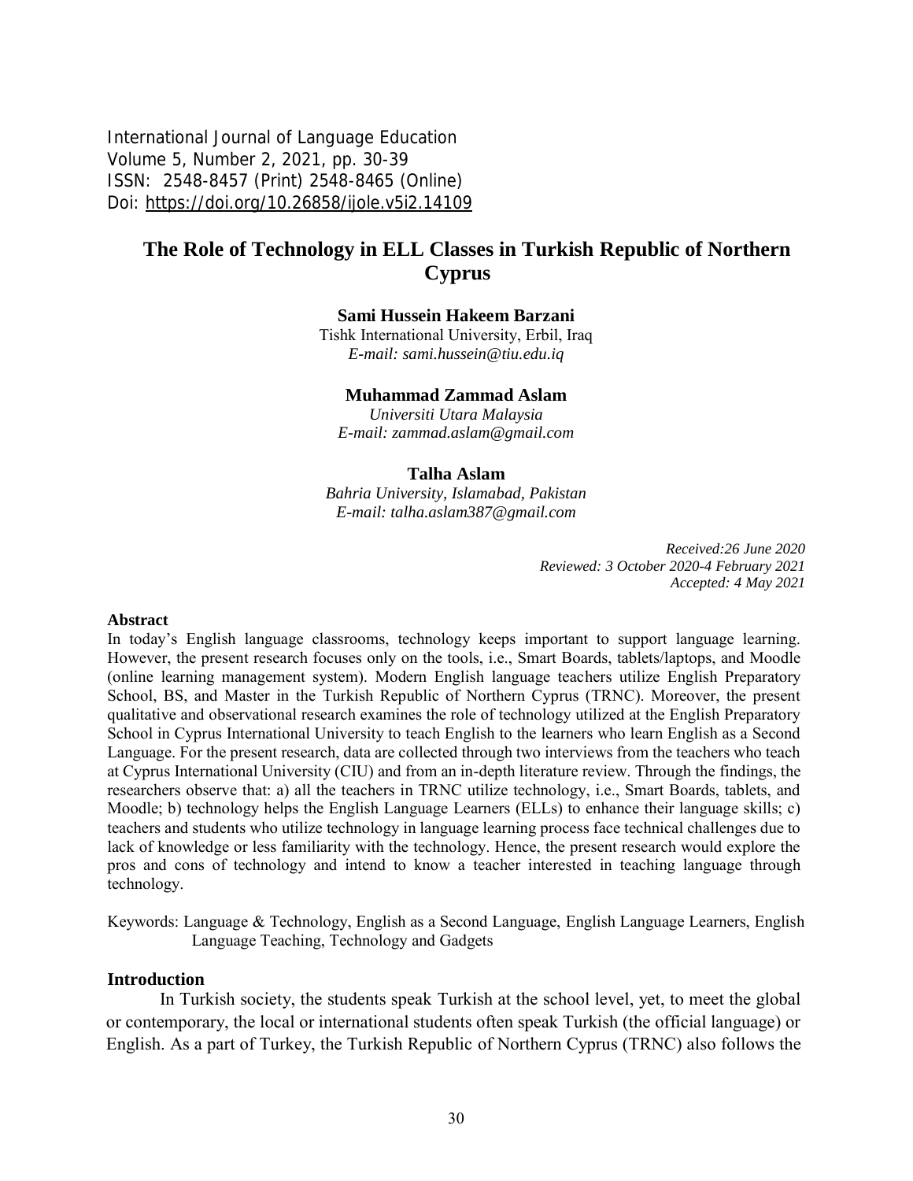International Journal of Language Education
Volume 5, Number 2, 2021, pp. 30-39
ISSN: 2548-8457 (Print) 2548-8465 (Online)
Doi: https://doi.org/10.26858/ijole.v5i2.14109

# The Role of Technology in ELL Classes in Turkish Republic of Northern Cyprus

**Sami Hussein Hakeem Barzani**
Tishk International University, Erbil, Iraq
*E-mail: sami.hussein@tiu.edu.iq*

**Muhammad Zammad Aslam**
*Universiti Utara Malaysia*
*E-mail: zammad.aslam@gmail.com*

**Talha Aslam**
*Bahria University, Islamabad, Pakistan*
*E-mail: talha.aslam387@gmail.com*

*Received:26 June 2020*
*Reviewed: 3 October 2020-4 February 2021*
*Accepted: 4 May 2021*

## Abstract

In today's English language classrooms, technology keeps important to support language learning. However, the present research focuses only on the tools, i.e., Smart Boards, tablets/laptops, and Moodle (online learning management system). Modern English language teachers utilize English Preparatory School, BS, and Master in the Turkish Republic of Northern Cyprus (TRNC). Moreover, the present qualitative and observational research examines the role of technology utilized at the English Preparatory School in Cyprus International University to teach English to the learners who learn English as a Second Language. For the present research, data are collected through two interviews from the teachers who teach at Cyprus International University (CIU) and from an in-depth literature review. Through the findings, the researchers observe that: a) all the teachers in TRNC utilize technology, i.e., Smart Boards, tablets, and Moodle; b) technology helps the English Language Learners (ELLs) to enhance their language skills; c) teachers and students who utilize technology in language learning process face technical challenges due to lack of knowledge or less familiarity with the technology. Hence, the present research would explore the pros and cons of technology and intend to know a teacher interested in teaching language through technology.

Keywords: Language & Technology, English as a Second Language, English Language Learners, English Language Teaching, Technology and Gadgets

## Introduction

In Turkish society, the students speak Turkish at the school level, yet, to meet the global or contemporary, the local or international students often speak Turkish (the official language) or English. As a part of Turkey, the Turkish Republic of Northern Cyprus (TRNC) also follows the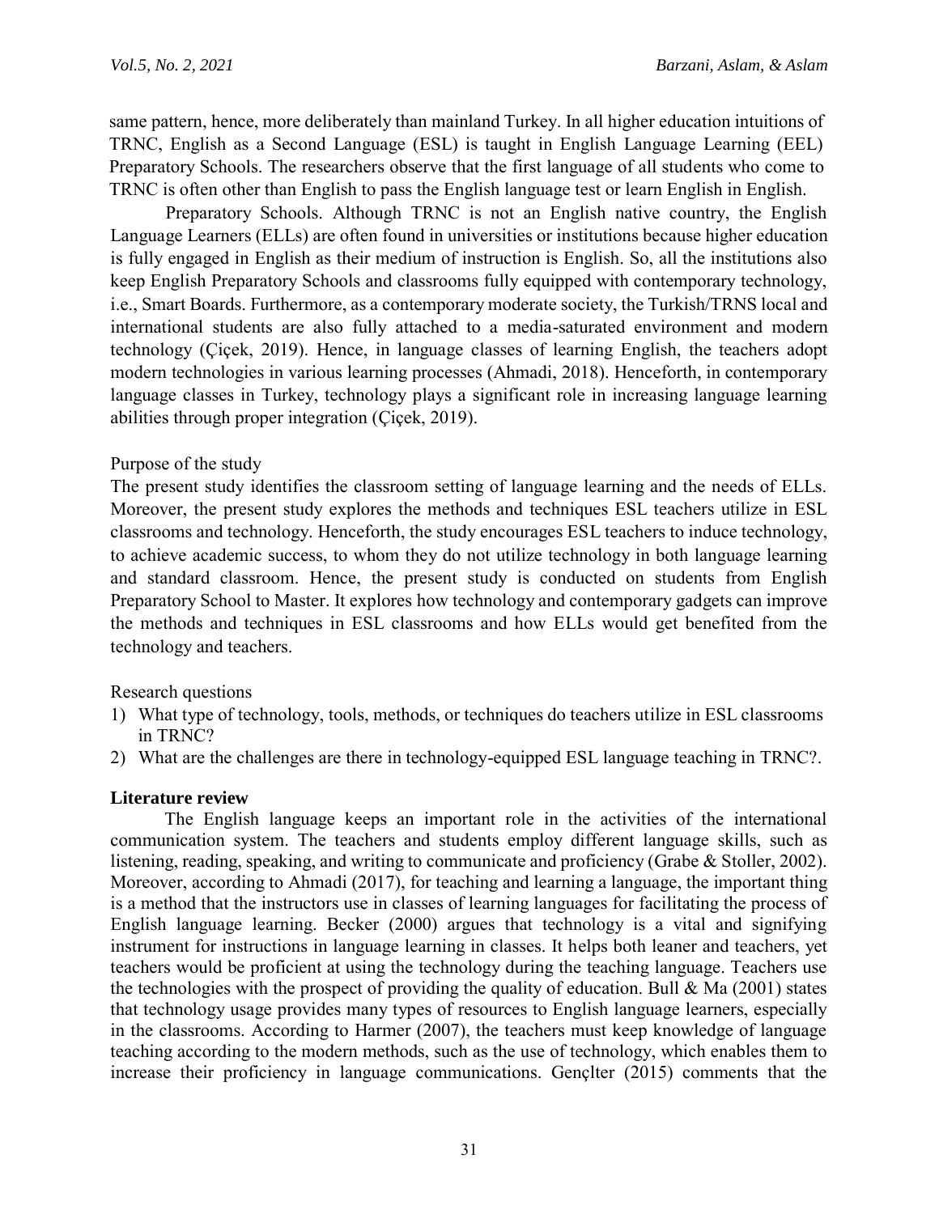same pattern, hence, more deliberately than mainland Turkey. In all higher education intuitions of TRNC, English as a Second Language (ESL) is taught in English Language Learning (EEL) Preparatory Schools. The researchers observe that the first language of all students who come to TRNC is often other than English to pass the English language test or learn English in English.

Preparatory Schools. Although TRNC is not an English native country, the English Language Learners (ELLs) are often found in universities or institutions because higher education is fully engaged in English as their medium of instruction is English. So, all the institutions also keep English Preparatory Schools and classrooms fully equipped with contemporary technology, i.e., Smart Boards. Furthermore, as a contemporary moderate society, the Turkish/TRNS local and international students are also fully attached to a media-saturated environment and modern technology (Çiçek, 2019). Hence, in language classes of learning English, the teachers adopt modern technologies in various learning processes (Ahmadi, 2018). Henceforth, in contemporary language classes in Turkey, technology plays a significant role in increasing language learning abilities through proper integration (Çiçek, 2019).

Purpose of the study

The present study identifies the classroom setting of language learning and the needs of ELLs. Moreover, the present study explores the methods and techniques ESL teachers utilize in ESL classrooms and technology. Henceforth, the study encourages ESL teachers to induce technology, to achieve academic success, to whom they do not utilize technology in both language learning and standard classroom. Hence, the present study is conducted on students from English Preparatory School to Master. It explores how technology and contemporary gadgets can improve the methods and techniques in ESL classrooms and how ELLs would get benefited from the technology and teachers.

Research questions

1) What type of technology, tools, methods, or techniques do teachers utilize in ESL classrooms in TRNC?
2) What are the challenges are there in technology-equipped ESL language teaching in TRNC?.

## Literature review

The English language keeps an important role in the activities of the international communication system. The teachers and students employ different language skills, such as listening, reading, speaking, and writing to communicate and proficiency (Grabe & Stoller, 2002). Moreover, according to Ahmadi (2017), for teaching and learning a language, the important thing is a method that the instructors use in classes of learning languages for facilitating the process of English language learning. Becker (2000) argues that technology is a vital and signifying instrument for instructions in language learning in classes. It helps both leaner and teachers, yet teachers would be proficient at using the technology during the teaching language. Teachers use the technologies with the prospect of providing the quality of education. Bull & Ma (2001) states that technology usage provides many types of resources to English language learners, especially in the classrooms. According to Harmer (2007), the teachers must keep knowledge of language teaching according to the modern methods, such as the use of technology, which enables them to increase their proficiency in language communications. Gençlter (2015) comments that the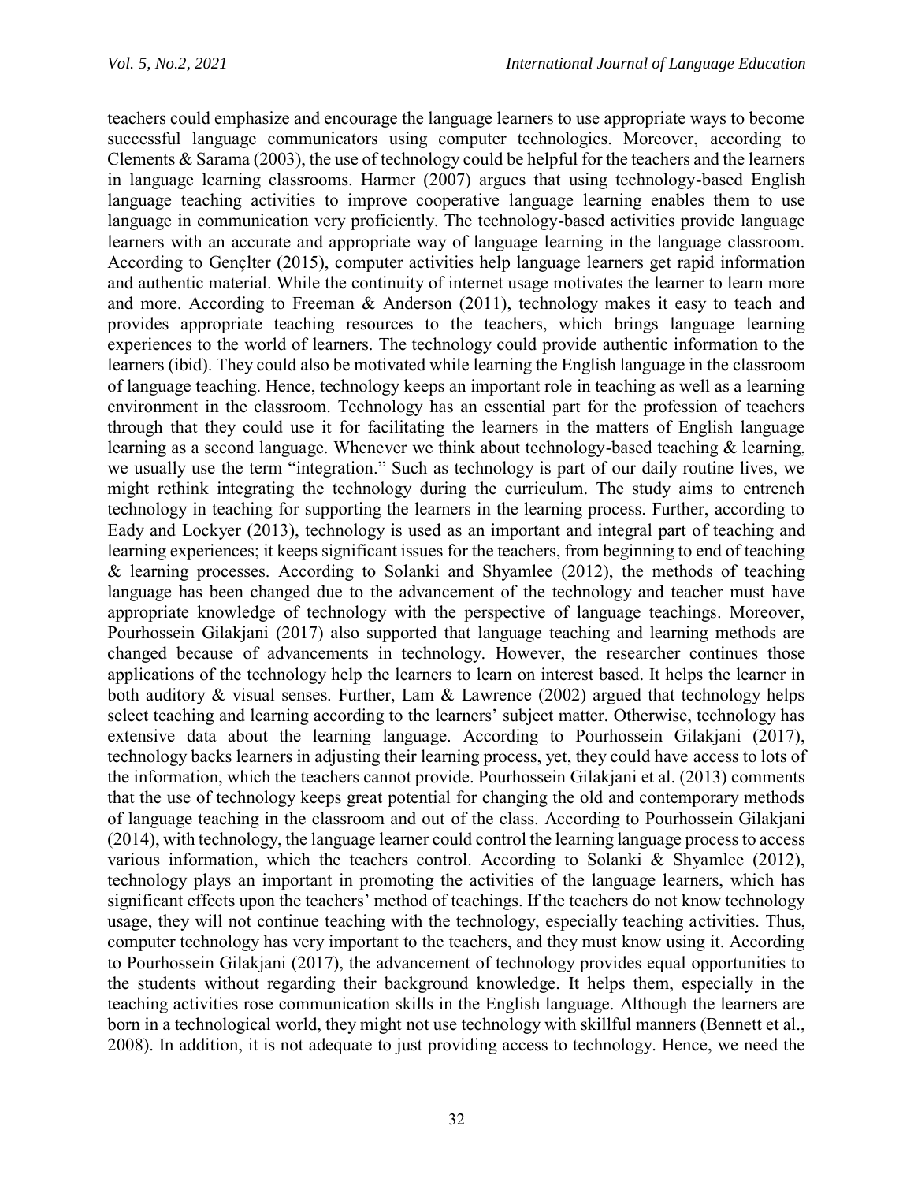teachers could emphasize and encourage the language learners to use appropriate ways to become successful language communicators using computer technologies. Moreover, according to Clements & Sarama (2003), the use of technology could be helpful for the teachers and the learners in language learning classrooms. Harmer (2007) argues that using technology-based English language teaching activities to improve cooperative language learning enables them to use language in communication very proficiently. The technology-based activities provide language learners with an accurate and appropriate way of language learning in the language classroom. According to Gençlter (2015), computer activities help language learners get rapid information and authentic material. While the continuity of internet usage motivates the learner to learn more and more. According to Freeman & Anderson (2011), technology makes it easy to teach and provides appropriate teaching resources to the teachers, which brings language learning experiences to the world of learners. The technology could provide authentic information to the learners (ibid). They could also be motivated while learning the English language in the classroom of language teaching. Hence, technology keeps an important role in teaching as well as a learning environment in the classroom. Technology has an essential part for the profession of teachers through that they could use it for facilitating the learners in the matters of English language learning as a second language. Whenever we think about technology-based teaching & learning, we usually use the term "integration." Such as technology is part of our daily routine lives, we might rethink integrating the technology during the curriculum. The study aims to entrench technology in teaching for supporting the learners in the learning process. Further, according to Eady and Lockyer (2013), technology is used as an important and integral part of teaching and learning experiences; it keeps significant issues for the teachers, from beginning to end of teaching & learning processes. According to Solanki and Shyamlee (2012), the methods of teaching language has been changed due to the advancement of the technology and teacher must have appropriate knowledge of technology with the perspective of language teachings. Moreover, Pourhossein Gilakjani (2017) also supported that language teaching and learning methods are changed because of advancements in technology. However, the researcher continues those applications of the technology help the learners to learn on interest based. It helps the learner in both auditory & visual senses. Further, Lam & Lawrence (2002) argued that technology helps select teaching and learning according to the learners' subject matter. Otherwise, technology has extensive data about the learning language. According to Pourhossein Gilakjani (2017), technology backs learners in adjusting their learning process, yet, they could have access to lots of the information, which the teachers cannot provide. Pourhossein Gilakjani et al. (2013) comments that the use of technology keeps great potential for changing the old and contemporary methods of language teaching in the classroom and out of the class. According to Pourhossein Gilakjani (2014), with technology, the language learner could control the learning language process to access various information, which the teachers control. According to Solanki & Shyamlee (2012), technology plays an important in promoting the activities of the language learners, which has significant effects upon the teachers' method of teachings. If the teachers do not know technology usage, they will not continue teaching with the technology, especially teaching activities. Thus, computer technology has very important to the teachers, and they must know using it. According to Pourhossein Gilakjani (2017), the advancement of technology provides equal opportunities to the students without regarding their background knowledge. It helps them, especially in the teaching activities rose communication skills in the English language. Although the learners are born in a technological world, they might not use technology with skillful manners (Bennett et al., 2008). In addition, it is not adequate to just providing access to technology. Hence, we need the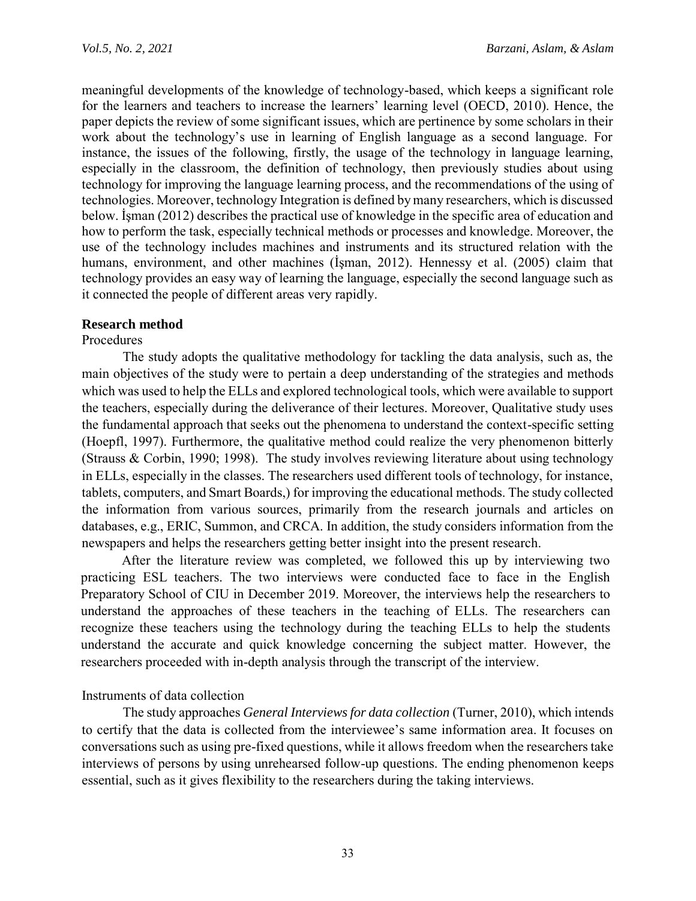meaningful developments of the knowledge of technology-based, which keeps a significant role for the learners and teachers to increase the learners' learning level (OECD, 2010). Hence, the paper depicts the review of some significant issues, which are pertinence by some scholars in their work about the technology's use in learning of English language as a second language. For instance, the issues of the following, firstly, the usage of the technology in language learning, especially in the classroom, the definition of technology, then previously studies about using technology for improving the language learning process, and the recommendations of the using of technologies. Moreover, technology Integration is defined by many researchers, which is discussed below. İşman (2012) describes the practical use of knowledge in the specific area of education and how to perform the task, especially technical methods or processes and knowledge. Moreover, the use of the technology includes machines and instruments and its structured relation with the humans, environment, and other machines (İşman, 2012). Hennessy et al. (2005) claim that technology provides an easy way of learning the language, especially the second language such as it connected the people of different areas very rapidly.

## Research method

### Procedures

The study adopts the qualitative methodology for tackling the data analysis, such as, the main objectives of the study were to pertain a deep understanding of the strategies and methods which was used to help the ELLs and explored technological tools, which were available to support the teachers, especially during the deliverance of their lectures. Moreover, Qualitative study uses the fundamental approach that seeks out the phenomena to understand the context-specific setting (Hoepfl, 1997). Furthermore, the qualitative method could realize the very phenomenon bitterly (Strauss & Corbin, 1990; 1998). The study involves reviewing literature about using technology in ELLs, especially in the classes. The researchers used different tools of technology, for instance, tablets, computers, and Smart Boards,) for improving the educational methods. The study collected the information from various sources, primarily from the research journals and articles on databases, e.g., ERIC, Summon, and CRCA. In addition, the study considers information from the newspapers and helps the researchers getting better insight into the present research.

After the literature review was completed, we followed this up by interviewing two practicing ESL teachers. The two interviews were conducted face to face in the English Preparatory School of CIU in December 2019. Moreover, the interviews help the researchers to understand the approaches of these teachers in the teaching of ELLs. The researchers can recognize these teachers using the technology during the teaching ELLs to help the students understand the accurate and quick knowledge concerning the subject matter. However, the researchers proceeded with in-depth analysis through the transcript of the interview.

### Instruments of data collection

The study approaches *General Interviews for data collection* (Turner, 2010), which intends to certify that the data is collected from the interviewee's same information area. It focuses on conversations such as using pre-fixed questions, while it allows freedom when the researchers take interviews of persons by using unrehearsed follow-up questions. The ending phenomenon keeps essential, such as it gives flexibility to the researchers during the taking interviews.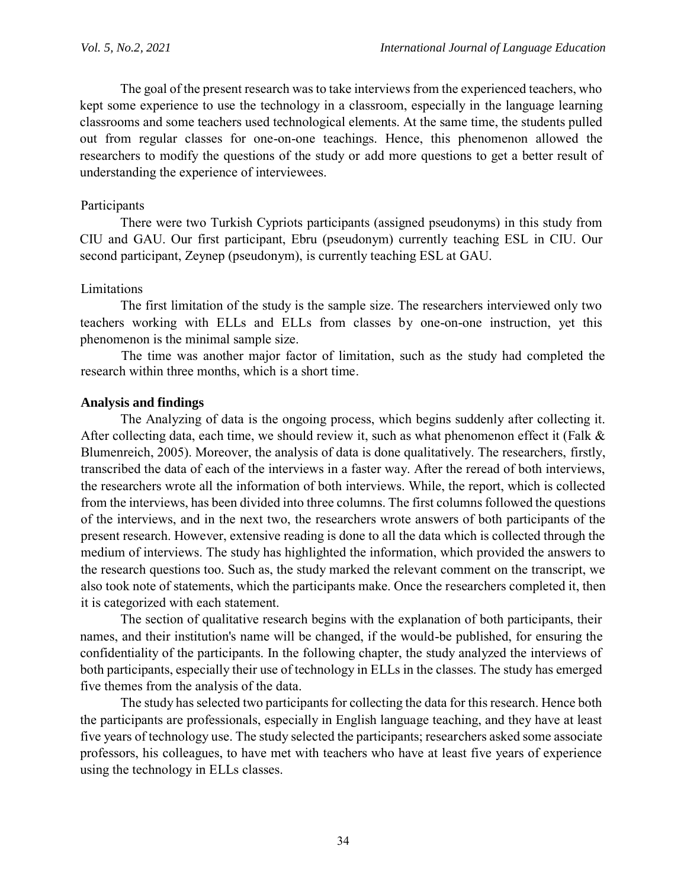The goal of the present research was to take interviews from the experienced teachers, who kept some experience to use the technology in a classroom, especially in the language learning classrooms and some teachers used technological elements. At the same time, the students pulled out from regular classes for one-on-one teachings. Hence, this phenomenon allowed the researchers to modify the questions of the study or add more questions to get a better result of understanding the experience of interviewees.

Participants

There were two Turkish Cypriots participants (assigned pseudonyms) in this study from CIU and GAU. Our first participant, Ebru (pseudonym) currently teaching ESL in CIU. Our second participant, Zeynep (pseudonym), is currently teaching ESL at GAU.

Limitations

The first limitation of the study is the sample size. The researchers interviewed only two teachers working with ELLs and ELLs from classes by one-on-one instruction, yet this phenomenon is the minimal sample size.

The time was another major factor of limitation, such as the study had completed the research within three months, which is a short time.

## Analysis and findings

The Analyzing of data is the ongoing process, which begins suddenly after collecting it. After collecting data, each time, we should review it, such as what phenomenon effect it (Falk & Blumenreich, 2005). Moreover, the analysis of data is done qualitatively. The researchers, firstly, transcribed the data of each of the interviews in a faster way. After the reread of both interviews, the researchers wrote all the information of both interviews. While, the report, which is collected from the interviews, has been divided into three columns. The first columns followed the questions of the interviews, and in the next two, the researchers wrote answers of both participants of the present research. However, extensive reading is done to all the data which is collected through the medium of interviews. The study has highlighted the information, which provided the answers to the research questions too. Such as, the study marked the relevant comment on the transcript, we also took note of statements, which the participants make. Once the researchers completed it, then it is categorized with each statement.

The section of qualitative research begins with the explanation of both participants, their names, and their institution's name will be changed, if the would-be published, for ensuring the confidentiality of the participants. In the following chapter, the study analyzed the interviews of both participants, especially their use of technology in ELLs in the classes. The study has emerged five themes from the analysis of the data.

The study has selected two participants for collecting the data for this research. Hence both the participants are professionals, especially in English language teaching, and they have at least five years of technology use. The study selected the participants; researchers asked some associate professors, his colleagues, to have met with teachers who have at least five years of experience using the technology in ELLs classes.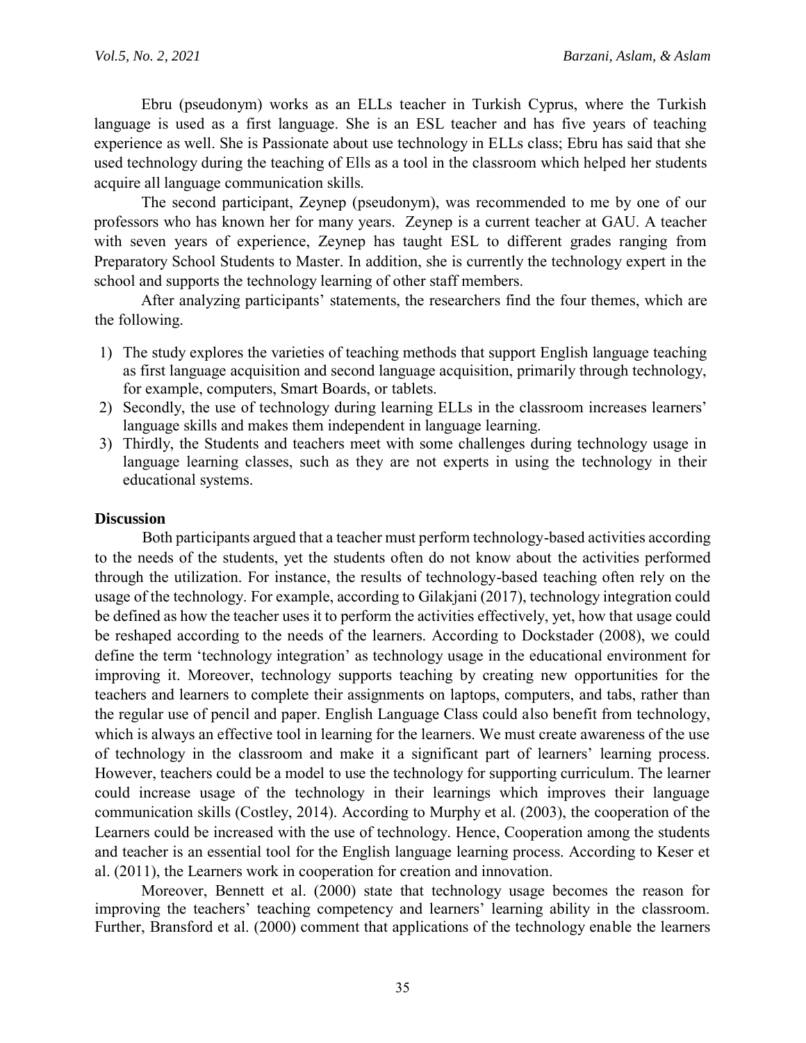Ebru (pseudonym) works as an ELLs teacher in Turkish Cyprus, where the Turkish language is used as a first language. She is an ESL teacher and has five years of teaching experience as well. She is Passionate about use technology in ELLs class; Ebru has said that she used technology during the teaching of Ells as a tool in the classroom which helped her students acquire all language communication skills.

The second participant, Zeynep (pseudonym), was recommended to me by one of our professors who has known her for many years. Zeynep is a current teacher at GAU. A teacher with seven years of experience, Zeynep has taught ESL to different grades ranging from Preparatory School Students to Master. In addition, she is currently the technology expert in the school and supports the technology learning of other staff members.

After analyzing participants' statements, the researchers find the four themes, which are the following.

1) The study explores the varieties of teaching methods that support English language teaching as first language acquisition and second language acquisition, primarily through technology, for example, computers, Smart Boards, or tablets.
2) Secondly, the use of technology during learning ELLs in the classroom increases learners' language skills and makes them independent in language learning.
3) Thirdly, the Students and teachers meet with some challenges during technology usage in language learning classes, such as they are not experts in using the technology in their educational systems.

**Discussion**

Both participants argued that a teacher must perform technology-based activities according to the needs of the students, yet the students often do not know about the activities performed through the utilization. For instance, the results of technology-based teaching often rely on the usage of the technology. For example, according to Gilakjani (2017), technology integration could be defined as how the teacher uses it to perform the activities effectively, yet, how that usage could be reshaped according to the needs of the learners. According to Dockstader (2008), we could define the term 'technology integration' as technology usage in the educational environment for improving it. Moreover, technology supports teaching by creating new opportunities for the teachers and learners to complete their assignments on laptops, computers, and tabs, rather than the regular use of pencil and paper. English Language Class could also benefit from technology, which is always an effective tool in learning for the learners. We must create awareness of the use of technology in the classroom and make it a significant part of learners' learning process. However, teachers could be a model to use the technology for supporting curriculum. The learner could increase usage of the technology in their learnings which improves their language communication skills (Costley, 2014). According to Murphy et al. (2003), the cooperation of the Learners could be increased with the use of technology. Hence, Cooperation among the students and teacher is an essential tool for the English language learning process. According to Keser et al. (2011), the Learners work in cooperation for creation and innovation.

Moreover, Bennett et al. (2000) state that technology usage becomes the reason for improving the teachers' teaching competency and learners' learning ability in the classroom. Further, Bransford et al. (2000) comment that applications of the technology enable the learners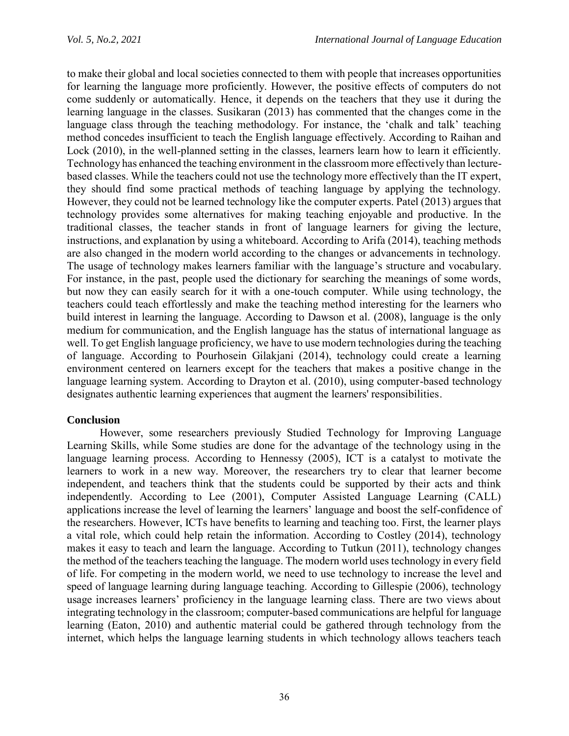to make their global and local societies connected to them with people that increases opportunities for learning the language more proficiently. However, the positive effects of computers do not come suddenly or automatically. Hence, it depends on the teachers that they use it during the learning language in the classes. Susikaran (2013) has commented that the changes come in the language class through the teaching methodology. For instance, the 'chalk and talk' teaching method concedes insufficient to teach the English language effectively. According to Raihan and Lock (2010), in the well-planned setting in the classes, learners learn how to learn it efficiently. Technology has enhanced the teaching environment in the classroom more effectively than lecture-based classes. While the teachers could not use the technology more effectively than the IT expert, they should find some practical methods of teaching language by applying the technology. However, they could not be learned technology like the computer experts. Patel (2013) argues that technology provides some alternatives for making teaching enjoyable and productive. In the traditional classes, the teacher stands in front of language learners for giving the lecture, instructions, and explanation by using a whiteboard. According to Arifa (2014), teaching methods are also changed in the modern world according to the changes or advancements in technology. The usage of technology makes learners familiar with the language's structure and vocabulary. For instance, in the past, people used the dictionary for searching the meanings of some words, but now they can easily search for it with a one-touch computer. While using technology, the teachers could teach effortlessly and make the teaching method interesting for the learners who build interest in learning the language. According to Dawson et al. (2008), language is the only medium for communication, and the English language has the status of international language as well. To get English language proficiency, we have to use modern technologies during the teaching of language. According to Pourhosein Gilakjani (2014), technology could create a learning environment centered on learners except for the teachers that makes a positive change in the language learning system. According to Drayton et al. (2010), using computer-based technology designates authentic learning experiences that augment the learners' responsibilities.

## Conclusion

However, some researchers previously Studied Technology for Improving Language Learning Skills, while Some studies are done for the advantage of the technology using in the language learning process. According to Hennessy (2005), ICT is a catalyst to motivate the learners to work in a new way. Moreover, the researchers try to clear that learner become independent, and teachers think that the students could be supported by their acts and think independently. According to Lee (2001), Computer Assisted Language Learning (CALL) applications increase the level of learning the learners' language and boost the self-confidence of the researchers. However, ICTs have benefits to learning and teaching too. First, the learner plays a vital role, which could help retain the information. According to Costley (2014), technology makes it easy to teach and learn the language. According to Tutkun (2011), technology changes the method of the teachers teaching the language. The modern world uses technology in every field of life. For competing in the modern world, we need to use technology to increase the level and speed of language learning during language teaching. According to Gillespie (2006), technology usage increases learners' proficiency in the language learning class. There are two views about integrating technology in the classroom; computer-based communications are helpful for language learning (Eaton, 2010) and authentic material could be gathered through technology from the internet, which helps the language learning students in which technology allows teachers teach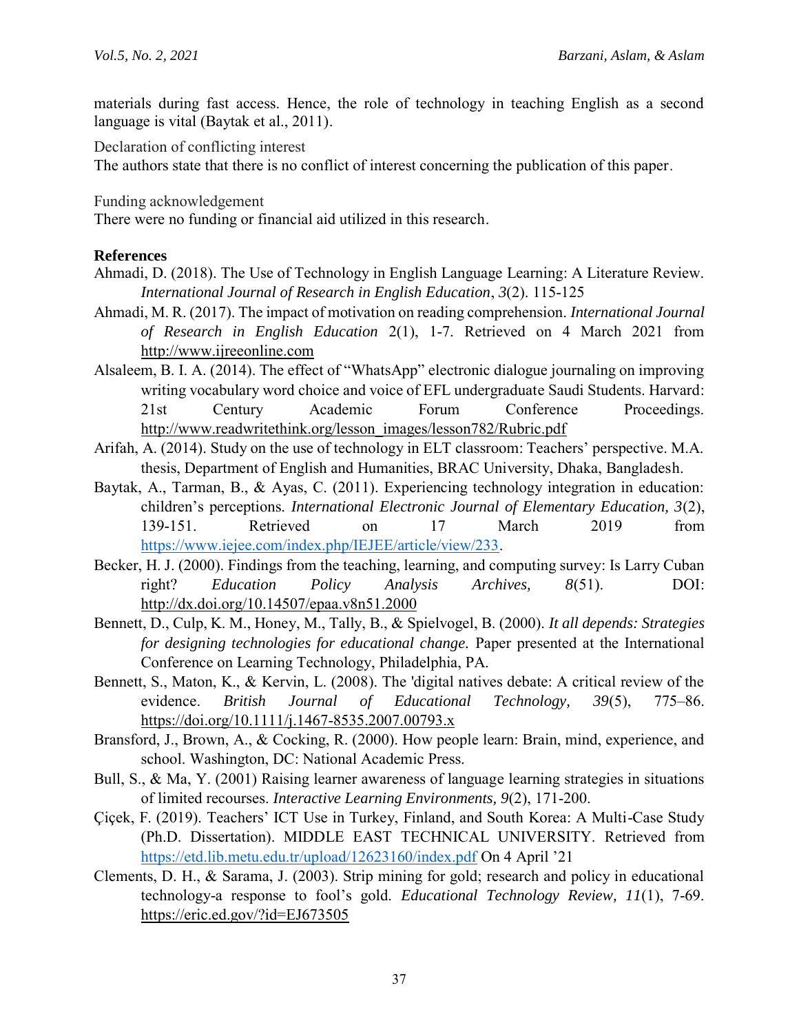materials during fast access. Hence, the role of technology in teaching English as a second language is vital (Baytak et al., 2011).

Declaration of conflicting interest

The authors state that there is no conflict of interest concerning the publication of this paper.

Funding acknowledgement

There were no funding or financial aid utilized in this research.

**References**

Ahmadi, D. (2018). The Use of Technology in English Language Learning: A Literature Review. *International Journal of Research in English Education*, *3*(2). 115-125

Ahmadi, M. R. (2017). The impact of motivation on reading comprehension. *International Journal of Research in English Education* 2(1), 1-7. Retrieved on 4 March 2021 from http://www.ijreeonline.com

Alsaleem, B. I. A. (2014). The effect of "WhatsApp" electronic dialogue journaling on improving writing vocabulary word choice and voice of EFL undergraduate Saudi Students. Harvard: 21st Century Academic Forum Conference Proceedings. http://www.readwritethink.org/lesson_images/lesson782/Rubric.pdf

Arifah, A. (2014). Study on the use of technology in ELT classroom: Teachers' perspective. M.A. thesis, Department of English and Humanities, BRAC University, Dhaka, Bangladesh.

Baytak, A., Tarman, B., & Ayas, C. (2011). Experiencing technology integration in education: children's perceptions. *International Electronic Journal of Elementary Education, 3*(2), 139-151. Retrieved on 17 March 2019 from https://www.iejee.com/index.php/IEJEE/article/view/233.

Becker, H. J. (2000). Findings from the teaching, learning, and computing survey: Is Larry Cuban right? *Education Policy Analysis Archives, 8*(51). DOI: http://dx.doi.org/10.14507/epaa.v8n51.2000

Bennett, D., Culp, K. M., Honey, M., Tally, B., & Spielvogel, B. (2000). *It all depends: Strategies for designing technologies for educational change.* Paper presented at the International Conference on Learning Technology, Philadelphia, PA.

Bennett, S., Maton, K., & Kervin, L. (2008). The 'digital natives debate: A critical review of the evidence. *British Journal of Educational Technology, 39*(5), 775–86. https://doi.org/10.1111/j.1467-8535.2007.00793.x

Bransford, J., Brown, A., & Cocking, R. (2000). How people learn: Brain, mind, experience, and school. Washington, DC: National Academic Press.

Bull, S., & Ma, Y. (2001) Raising learner awareness of language learning strategies in situations of limited recourses. *Interactive Learning Environments, 9*(2), 171-200.

Çiçek, F. (2019). Teachers' ICT Use in Turkey, Finland, and South Korea: A Multi-Case Study (Ph.D. Dissertation). MIDDLE EAST TECHNICAL UNIVERSITY. Retrieved from https://etd.lib.metu.edu.tr/upload/12623160/index.pdf On 4 April '21

Clements, D. H., & Sarama, J. (2003). Strip mining for gold; research and policy in educational technology-a response to fool's gold. *Educational Technology Review, 11*(1), 7-69. https://eric.ed.gov/?id=EJ673505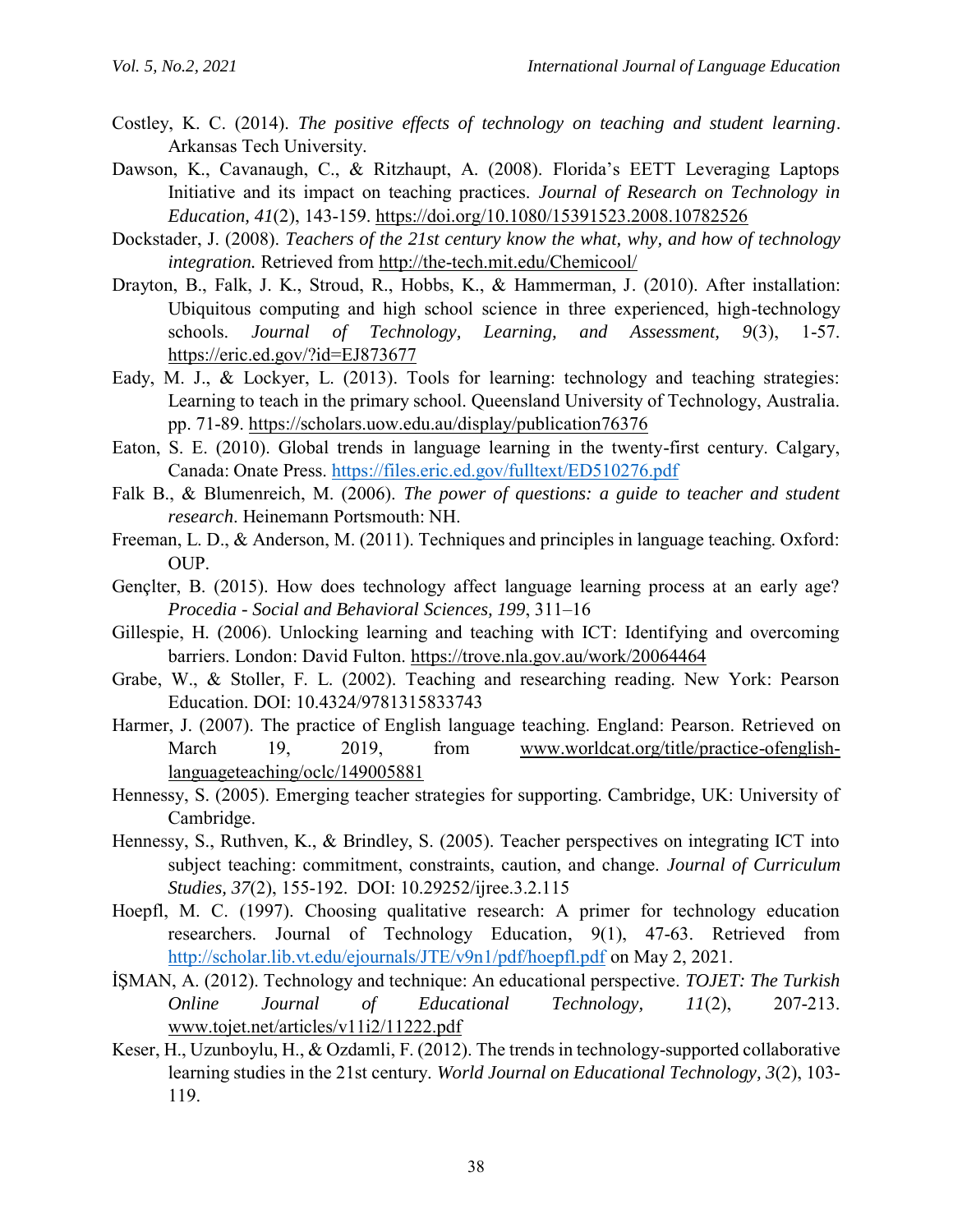Costley, K. C. (2014). *The positive effects of technology on teaching and student learning*. Arkansas Tech University.

Dawson, K., Cavanaugh, C., & Ritzhaupt, A. (2008). Florida's EETT Leveraging Laptops Initiative and its impact on teaching practices. *Journal of Research on Technology in Education, 41*(2), 143-159. https://doi.org/10.1080/15391523.2008.10782526

Dockstader, J. (2008). *Teachers of the 21st century know the what, why, and how of technology integration.* Retrieved from http://the-tech.mit.edu/Chemicool/

Drayton, B., Falk, J. K., Stroud, R., Hobbs, K., & Hammerman, J. (2010). After installation: Ubiquitous computing and high school science in three experienced, high-technology schools. *Journal of Technology, Learning, and Assessment, 9*(3), 1-57. https://eric.ed.gov/?id=EJ873677

Eady, M. J., & Lockyer, L. (2013). Tools for learning: technology and teaching strategies: Learning to teach in the primary school. Queensland University of Technology, Australia. pp. 71-89. https://scholars.uow.edu.au/display/publication76376

Eaton, S. E. (2010). Global trends in language learning in the twenty-first century. Calgary, Canada: Onate Press. https://files.eric.ed.gov/fulltext/ED510276.pdf

Falk B., & Blumenreich, M. (2006). *The power of questions: a guide to teacher and student research*. Heinemann Portsmouth: NH.

Freeman, L. D., & Anderson, M. (2011). Techniques and principles in language teaching. Oxford: OUP.

Gençlter, B. (2015). How does technology affect language learning process at an early age? *Procedia - Social and Behavioral Sciences, 199*, 311–16

Gillespie, H. (2006). Unlocking learning and teaching with ICT: Identifying and overcoming barriers. London: David Fulton. https://trove.nla.gov.au/work/20064464

Grabe, W., & Stoller, F. L. (2002). Teaching and researching reading. New York: Pearson Education. DOI: 10.4324/9781315833743

Harmer, J. (2007). The practice of English language teaching. England: Pearson. Retrieved on March 19, 2019, from www.worldcat.org/title/practice-ofenglish-languageteaching/oclc/149005881

Hennessy, S. (2005). Emerging teacher strategies for supporting. Cambridge, UK: University of Cambridge.

Hennessy, S., Ruthven, K., & Brindley, S. (2005). Teacher perspectives on integrating ICT into subject teaching: commitment, constraints, caution, and change. *Journal of Curriculum Studies, 37*(2), 155-192. DOI: 10.29252/ijree.3.2.115

Hoepfl, M. C. (1997). Choosing qualitative research: A primer for technology education researchers. Journal of Technology Education, 9(1), 47-63. Retrieved from http://scholar.lib.vt.edu/ejournals/JTE/v9n1/pdf/hoepfl.pdf on May 2, 2021.

İŞMAN, A. (2012). Technology and technique: An educational perspective. *TOJET: The Turkish Online Journal of Educational Technology, 11*(2), 207-213. www.tojet.net/articles/v11i2/11222.pdf

Keser, H., Uzunboylu, H., & Ozdamli, F. (2012). The trends in technology-supported collaborative learning studies in the 21st century. *World Journal on Educational Technology, 3*(2), 103-119.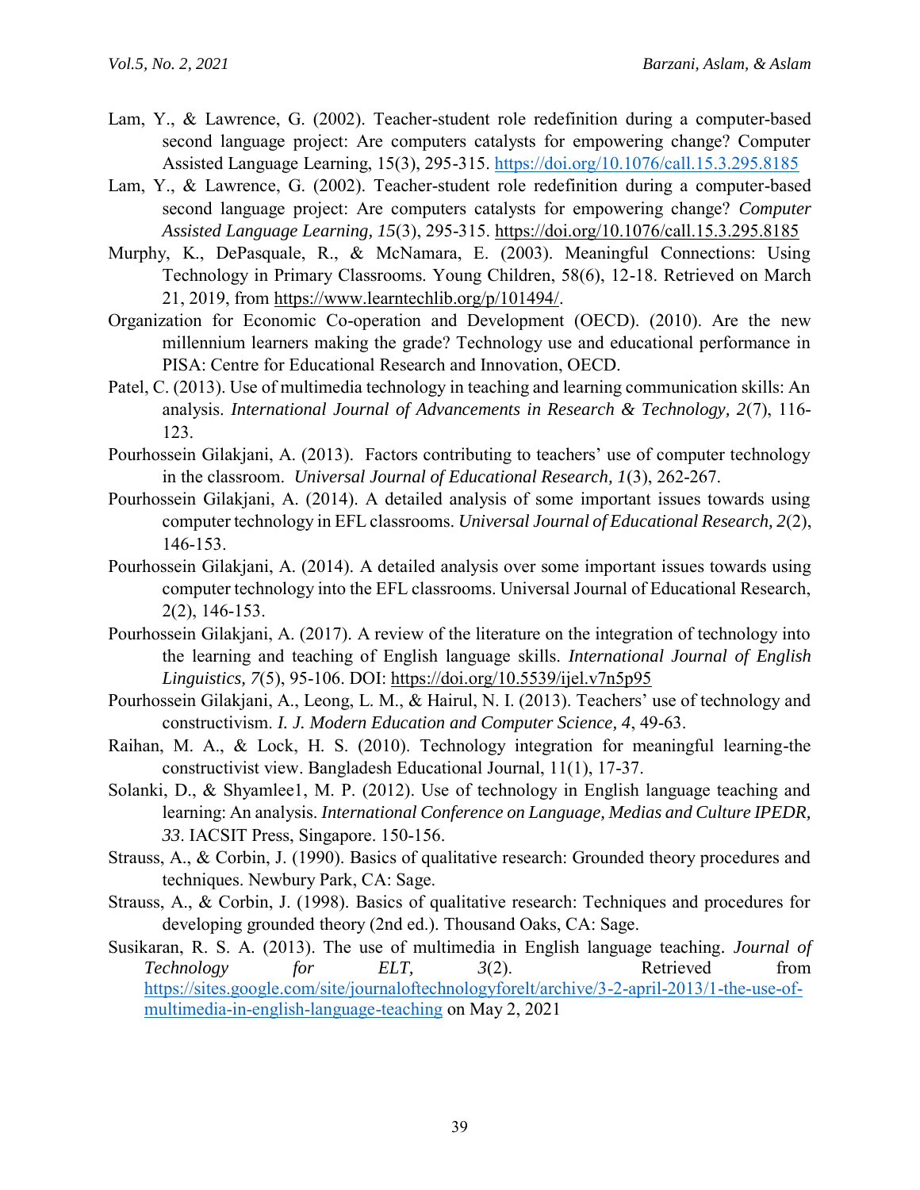Lam, Y., & Lawrence, G. (2002). Teacher-student role redefinition during a computer-based second language project: Are computers catalysts for empowering change? Computer Assisted Language Learning, 15(3), 295-315. https://doi.org/10.1076/call.15.3.295.8185

Lam, Y., & Lawrence, G. (2002). Teacher-student role redefinition during a computer-based second language project: Are computers catalysts for empowering change? *Computer Assisted Language Learning, 15*(3), 295-315. https://doi.org/10.1076/call.15.3.295.8185

Murphy, K., DePasquale, R., & McNamara, E. (2003). Meaningful Connections: Using Technology in Primary Classrooms. Young Children, 58(6), 12-18. Retrieved on March 21, 2019, from https://www.learntechlib.org/p/101494/.

Organization for Economic Co-operation and Development (OECD). (2010). Are the new millennium learners making the grade? Technology use and educational performance in PISA: Centre for Educational Research and Innovation, OECD.

Patel, C. (2013). Use of multimedia technology in teaching and learning communication skills: An analysis. *International Journal of Advancements in Research & Technology, 2*(7), 116-123.

Pourhossein Gilakjani, A. (2013). Factors contributing to teachers' use of computer technology in the classroom. *Universal Journal of Educational Research, 1*(3), 262-267.

Pourhossein Gilakjani, A. (2014). A detailed analysis of some important issues towards using computer technology in EFL classrooms. *Universal Journal of Educational Research, 2*(2), 146-153.

Pourhossein Gilakjani, A. (2014). A detailed analysis over some important issues towards using computer technology into the EFL classrooms. Universal Journal of Educational Research, 2(2), 146-153.

Pourhossein Gilakjani, A. (2017). A review of the literature on the integration of technology into the learning and teaching of English language skills. *International Journal of English Linguistics, 7*(5), 95-106. DOI: https://doi.org/10.5539/ijel.v7n5p95

Pourhossein Gilakjani, A., Leong, L. M., & Hairul, N. I. (2013). Teachers' use of technology and constructivism. *I. J. Modern Education and Computer Science, 4*, 49-63.

Raihan, M. A., & Lock, H. S. (2010). Technology integration for meaningful learning-the constructivist view. Bangladesh Educational Journal, 11(1), 17-37.

Solanki, D., & Shyamlee1, M. P. (2012). Use of technology in English language teaching and learning: An analysis. *International Conference on Language, Medias and Culture IPEDR, 33*. IACSIT Press, Singapore. 150-156.

Strauss, A., & Corbin, J. (1990). Basics of qualitative research: Grounded theory procedures and techniques. Newbury Park, CA: Sage.

Strauss, A., & Corbin, J. (1998). Basics of qualitative research: Techniques and procedures for developing grounded theory (2nd ed.). Thousand Oaks, CA: Sage.

Susikaran, R. S. A. (2013). The use of multimedia in English language teaching. *Journal of Technology for ELT, 3*(2). Retrieved from https://sites.google.com/site/journaloftechnologyforelt/archive/3-2-april-2013/1-the-use-of-multimedia-in-english-language-teaching on May 2, 2021